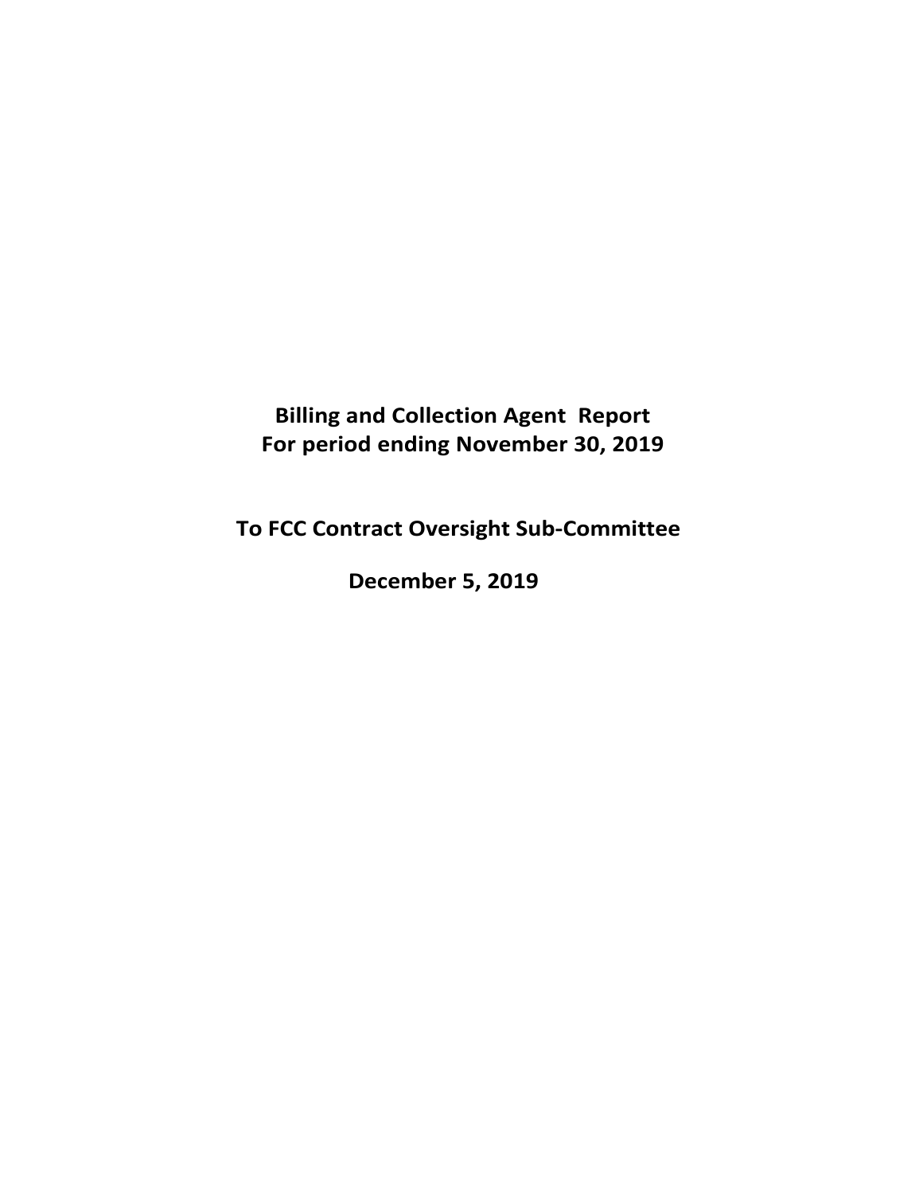# Billing and Collection Agent Report
# For period ending November 30, 2019

## To FCC Contract Oversight Sub-Committee

## December 5, 2019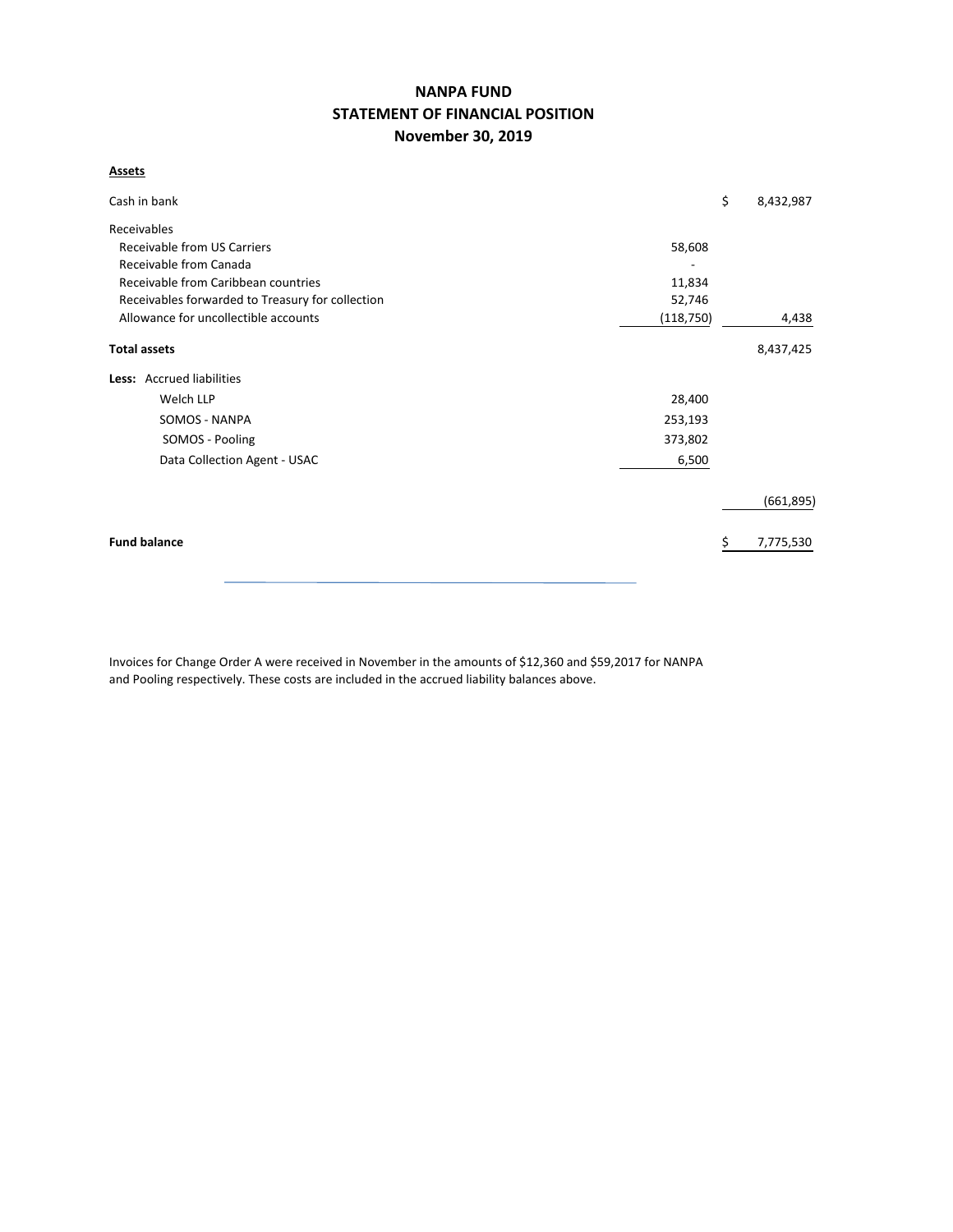# NANPA FUND
## STATEMENT OF FINANCIAL POSITION
### November 30, 2019

**Assets**

| | | | |
|---|---|---|---|
| Cash in bank | | $ | 8,432,987 |
| Receivables | | | |
| Receivable from US Carriers | 58,608 | | |
| Receivable from Canada | - | | |
| Receivable from Caribbean countries | 11,834 | | |
| Receivables forwarded to Treasury for collection | 52,746 | | |
| Allowance for uncollectible accounts | (118,750) | | 4,438 |
| **Total assets** | | | 8,437,425 |
| **Less:** Accrued liabilities | | | |
| Welch LLP | 28,400 | | |
| SOMOS - NANPA | 253,193 | | |
| SOMOS - Pooling | 373,802 | | |
| Data Collection Agent - USAC | 6,500 | | |
| | | | (661,895) |
| **Fund balance** | | $ | 7,775,530 |

Invoices for Change Order A were received in November in the amounts of $12,360 and $59,2017 for NANPA and Pooling respectively. These costs are included in the accrued liability balances above.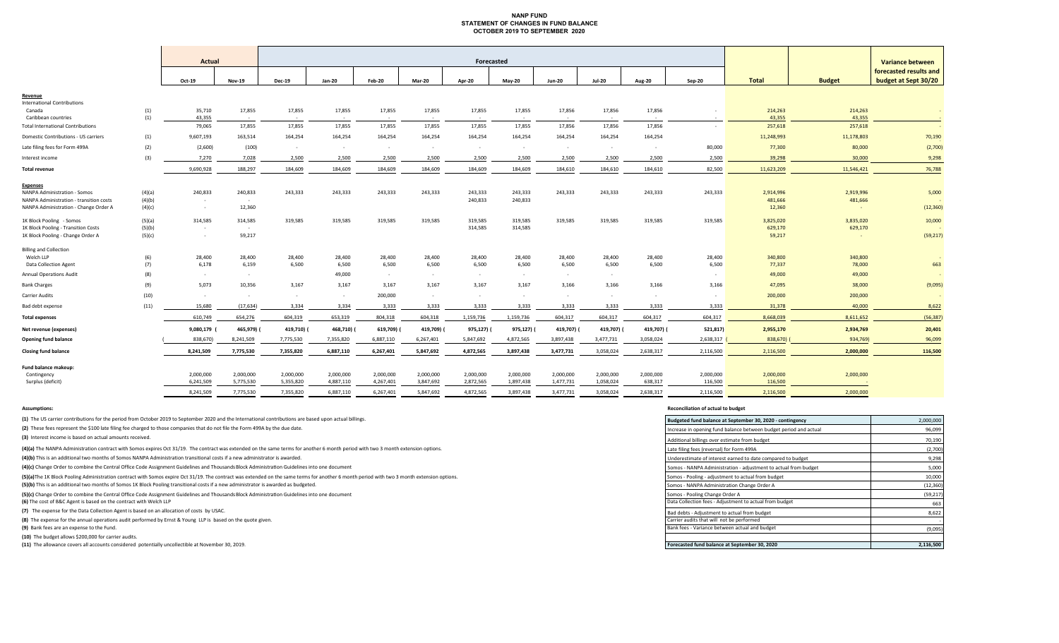# NANP FUND
## STATEMENT OF CHANGES IN FUND BALANCE
### OCTOBER 2019 TO SEPTEMBER 2020

| | | Actual | | Forecasted | | | | | | | | | | | | Variance between forecasted results and budget at Sept 30/20 |
|---|---|---|---|---|---|---|---|---|---|---|---|---|---|---|---|---|
| | | Oct-19 | Nov-19 | Dec-19 | Jan-20 | Feb-20 | Mar-20 | Apr-20 | May-20 | Jun-20 | Jul-20 | Aug-20 | Sep-20 | Total | Budget | |
| **Revenue** | | | | | | | | | | | | | | | | |
| International Contributions | | | | | | | | | | | | | | | | |
| Canada | (1) | 35,710 | 17,855 | 17,855 | 17,855 | 17,855 | 17,855 | 17,855 | 17,855 | 17,856 | 17,856 | 17,856 | - | 214,263 | 214,263 | - |
| Caribbean countries | (1) | 43,355 | - | - | - | - | - | - | - | - | - | - | - | 43,355 | 43,355 | - |
| Total International Contributions | | 79,065 | 17,855 | 17,855 | 17,855 | 17,855 | 17,855 | 17,855 | 17,855 | 17,856 | 17,856 | 17,856 | - | 257,618 | 257,618 | - |
| Domestic Contributions - US carriers | (1) | 9,607,193 | 163,514 | 164,254 | 164,254 | 164,254 | 164,254 | 164,254 | 164,254 | 164,254 | 164,254 | 164,254 | | 11,248,993 | 11,178,803 | 70,190 |
| Late filing fees for Form 499A | (2) | (2,600) | (100) | - | - | - | - | - | - | - | - | - | 80,000 | 77,300 | 80,000 | (2,700) |
| Interest income | (3) | 7,270 | 7,028 | 2,500 | 2,500 | 2,500 | 2,500 | 2,500 | 2,500 | 2,500 | 2,500 | 2,500 | 2,500 | 39,298 | 30,000 | 9,298 |
| **Total revenue** | | 9,690,928 | 188,297 | 184,609 | 184,609 | 184,609 | 184,609 | 184,609 | 184,609 | 184,610 | 184,610 | 184,610 | 82,500 | 11,623,209 | 11,546,421 | 76,788 |
| **Expenses** | | | | | | | | | | | | | | | | |
| NANPA Administration - Somos | (4)(a) | 240,833 | 240,833 | 243,333 | 243,333 | 243,333 | 243,333 | 243,333 | 243,333 | 243,333 | 243,333 | 243,333 | 243,333 | 2,914,996 | 2,919,996 | 5,000 |
| NANPA Administration - transition costs | (4)(b) | - | - | | | | | 240,833 | 240,833 | | | | | 481,666 | 481,666 | - |
| NANPA Administration - Change Order A | (4)(c) | - | 12,360 | | | | | | | | | | | 12,360 | - | (12,360) |
| 1K Block Pooling - Somos | (5)(a) | 314,585 | 314,585 | 319,585 | 319,585 | 319,585 | 319,585 | 319,585 | 319,585 | 319,585 | 319,585 | 319,585 | 319,585 | 3,825,020 | 3,835,020 | 10,000 |
| 1K Block Pooling - Transition Costs | (5)(b) | - | - | | | | | 314,585 | 314,585 | | | | | 629,170 | 629,170 | - |
| 1K Block Pooling - Change Order A | (5)(c) | - | 59,217 | | | | | | | | | | | 59,217 | - | (59,217) |
| Billing and Collection | | | | | | | | | | | | | | | | |
| Welch LLP | (6) | 28,400 | 28,400 | 28,400 | 28,400 | 28,400 | 28,400 | 28,400 | 28,400 | 28,400 | 28,400 | 28,400 | 28,400 | 340,800 | 340,800 | - |
| Data Collection Agent | (7) | 6,178 | 6,159 | 6,500 | 6,500 | 6,500 | 6,500 | 6,500 | 6,500 | 6,500 | 6,500 | 6,500 | 6,500 | 77,337 | 78,000 | 663 |
| Annual Operations Audit | (8) | - | - | - | 49,000 | - | - | - | - | - | - | - | - | 49,000 | 49,000 | - |
| Bank Charges | (9) | 5,073 | 10,356 | 3,167 | 3,167 | 3,167 | 3,167 | 3,167 | 3,167 | 3,166 | 3,166 | 3,166 | 3,166 | 47,095 | 38,000 | (9,095) |
| Carrier Audits | (10) | - | - | - | - | 200,000 | - | - | - | - | - | - | - | 200,000 | 200,000 | - |
| Bad debt expense | (11) | 15,680 | (17,634) | 3,334 | 3,334 | 3,333 | 3,333 | 3,333 | 3,333 | 3,333 | 3,333 | 3,333 | 3,333 | 31,378 | 40,000 | 8,622 |
| **Total expenses** | | 610,749 | 654,276 | 604,319 | 653,319 | 804,318 | 604,318 | 1,159,736 | 1,159,736 | 604,317 | 604,317 | 604,317 | 604,317 | 8,668,039 | 8,611,652 | (56,387) |
| **Net revenue (expenses)** | | 9,080,179 | (465,979) | (419,710) | (468,710) | (619,709) | (419,709) | (975,127) | (975,127) | (419,707) | (419,707) | (419,707) | (521,817) | 2,955,170 | 2,934,769 | 20,401 |
| **Opening fund balance** | | (838,670) | 8,241,509 | 7,775,530 | 7,355,820 | 6,887,110 | 6,267,401 | 5,847,692 | 4,872,565 | 3,897,438 | 3,477,731 | 3,058,024 | 2,638,317 | (838,670) | (934,769) | 96,099 |
| **Closing fund balance** | | 8,241,509 | 7,775,530 | 7,355,820 | 6,887,110 | 6,267,401 | 5,847,692 | 4,872,565 | 3,897,438 | 3,477,731 | 3,058,024 | 2,638,317 | 2,116,500 | 2,116,500 | 2,000,000 | 116,500 |
| **Fund balance makeup:** | | | | | | | | | | | | | | | | |
| Contingency | | 2,000,000 | 2,000,000 | 2,000,000 | 2,000,000 | 2,000,000 | 2,000,000 | 2,000,000 | 2,000,000 | 2,000,000 | 2,000,000 | 2,000,000 | 2,000,000 | 2,000,000 | 2,000,000 | |
| Surplus (deficit) | | 6,241,509 | 5,775,530 | 5,355,820 | 4,887,110 | 4,267,401 | 3,847,692 | 2,872,565 | 1,897,438 | 1,477,731 | 1,058,024 | 638,317 | 116,500 | 116,500 | - | |
| | | 8,241,509 | 7,775,530 | 7,355,820 | 6,887,110 | 6,267,401 | 5,847,692 | 4,872,565 | 3,897,438 | 3,477,731 | 3,058,024 | 2,638,317 | 2,116,500 | 2,116,500 | 2,000,000 | |

**Assumptions:**

**(1)** The US carrier contributions for the period from October 2019 to September 2020 and the International contributions are based upon actual billings.

**(2)** These fees represent the $100 late filing fee charged to those companies that do not file the Form 499A by the due date.

**(3)** Interest income is based on actual amounts received.

**(4)(a)** The NANPA Administration contract with Somos expire Oct 31/19. The contract was extended on the same terms for another 6 month period with two 3 month extension options.

**(4)(b)** This is an additional two months of Somos NANPA Administration transitional costs if a new administrator is awarded.

**(4)(c)** Change Order to combine the Central Office Code Assignment Guidelines and Thousands Block Administration Guidelines into one document

**(5)(a)** The 1K Block Pooling Administration contract with Somos expire Oct 31/19. The contract was extended on the same terms for another 6 month period with two 3 month extension options.

**(5)(b)** This is an additional two months of Somos 1K Block Pooling transitional costs if a new administrator is awarded as budgeted.

**(5)(c)** Change Order to combine the Central Office Code Assignment Guidelines and Thousands Block Administration Guidelines into one document

**(6)** The cost of B&C Agent is based on the contract with Welch LLP

**(7)** The expense for the Data Collection Agent is based on an allocation of costs by USAC.

**(8)** The expense for the annual operations audit performed by Ernst & Young LLP is based on the quote given.

**(9)** Bank fees are an expense to the Fund.

**(10)** The budget allows $200,000 for carrier audits.

**(11)** The allowance covers all accounts considered potentially uncollectible at November 30, 2019.

**Reconciliation of actual to budget**

| | |
|---|---|
| **Budgeted fund balance at September 30, 2020 - contingency** | 2,000,000 |
| Increase in opening fund balance between budget period and actual | 96,099 |
| Additional billings over estimate from budget | 70,190 |
| Late filing fees (reversal) for Form 499A | (2,700) |
| Underestimate of interest earned to date compared to budget | 9,298 |
| Somos - NANPA Administration - adjustment to actual from budget | 5,000 |
| Somos - Pooling - adjustment to actual from budget | 10,000 |
| Somos - NANPA Administration Change Order A | (12,360) |
| Somos - Pooling Change Order A | (59,217) |
| Data Collection fees - Adjustment to actual from budget | 663 |
| Bad debts - Adjustment to actual from budget | 8,622 |
| Carrier audits that will not be performed | - |
| Bank fees - Variance between actual and budget | (9,095) |
| | |
| **Forecasted fund balance at September 30, 2020** | **2,116,500** |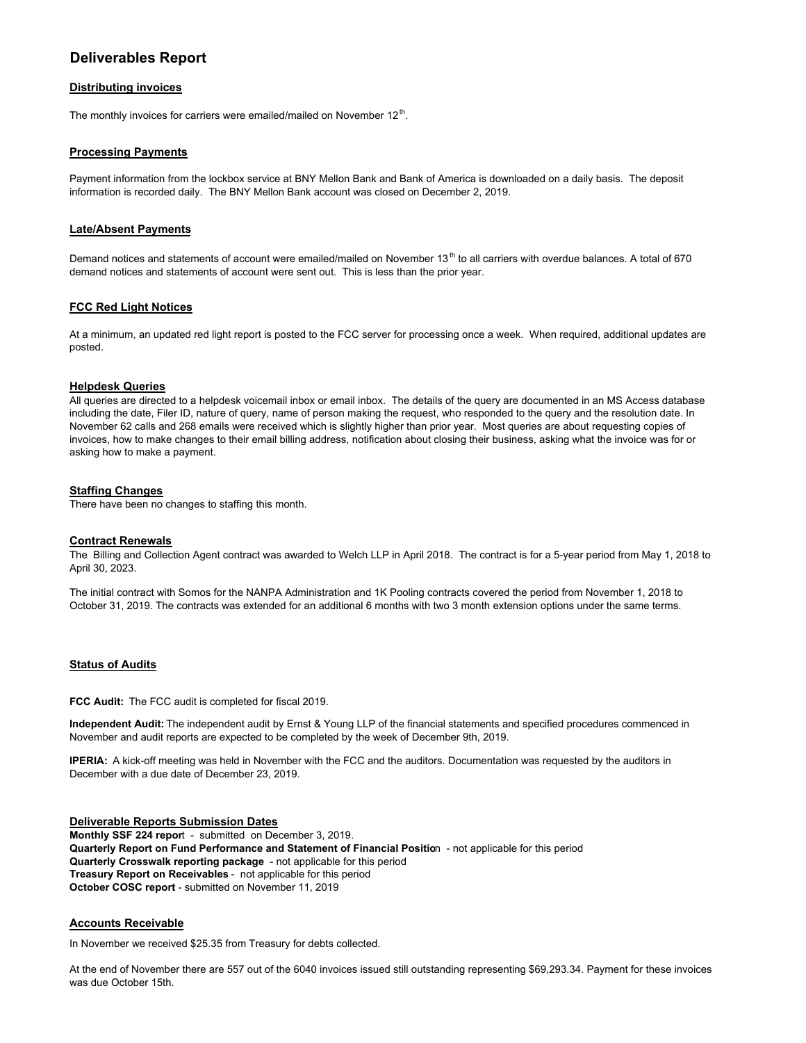# Deliverables Report

## Distributing invoices

The monthly invoices for carriers were emailed/mailed on November 12th.

## Processing Payments

Payment information from the lockbox service at BNY Mellon Bank and Bank of America is downloaded on a daily basis. The deposit information is recorded daily. The BNY Mellon Bank account was closed on December 2, 2019.

## Late/Absent Payments

Demand notices and statements of account were emailed/mailed on November 13th to all carriers with overdue balances. A total of 670 demand notices and statements of account were sent out. This is less than the prior year.

## FCC Red Light Notices

At a minimum, an updated red light report is posted to the FCC server for processing once a week. When required, additional updates are posted.

## Helpdesk Queries

All queries are directed to a helpdesk voicemail inbox or email inbox. The details of the query are documented in an MS Access database including the date, Filer ID, nature of query, name of person making the request, who responded to the query and the resolution date. In November 62 calls and 268 emails were received which is slightly higher than prior year. Most queries are about requesting copies of invoices, how to make changes to their email billing address, notification about closing their business, asking what the invoice was for or asking how to make a payment.

## Staffing Changes

There have been no changes to staffing this month.

## Contract Renewals

The Billing and Collection Agent contract was awarded to Welch LLP in April 2018. The contract is for a 5-year period from May 1, 2018 to April 30, 2023.

The initial contract with Somos for the NANPA Administration and 1K Pooling contracts covered the period from November 1, 2018 to October 31, 2019. The contracts was extended for an additional 6 months with two 3 month extension options under the same terms.

## Status of Audits

**FCC Audit:** The FCC audit is completed for fiscal 2019.

**Independent Audit:** The independent audit by Ernst & Young LLP of the financial statements and specified procedures commenced in November and audit reports are expected to be completed by the week of December 9th, 2019.

**IPERIA:** A kick-off meeting was held in November with the FCC and the auditors. Documentation was requested by the auditors in December with a due date of December 23, 2019.

## Deliverable Reports Submission Dates

**Monthly SSF 224 report** - submitted on December 3, 2019.
**Quarterly Report on Fund Performance and Statement of Financial Position** - not applicable for this period
**Quarterly Crosswalk reporting package** - not applicable for this period
**Treasury Report on Receivables** - not applicable for this period
**October COSC report** - submitted on November 11, 2019

## Accounts Receivable

In November we received $25.35 from Treasury for debts collected.

At the end of November there are 557 out of the 6040 invoices issued still outstanding representing $69,293.34. Payment for these invoices was due October 15th.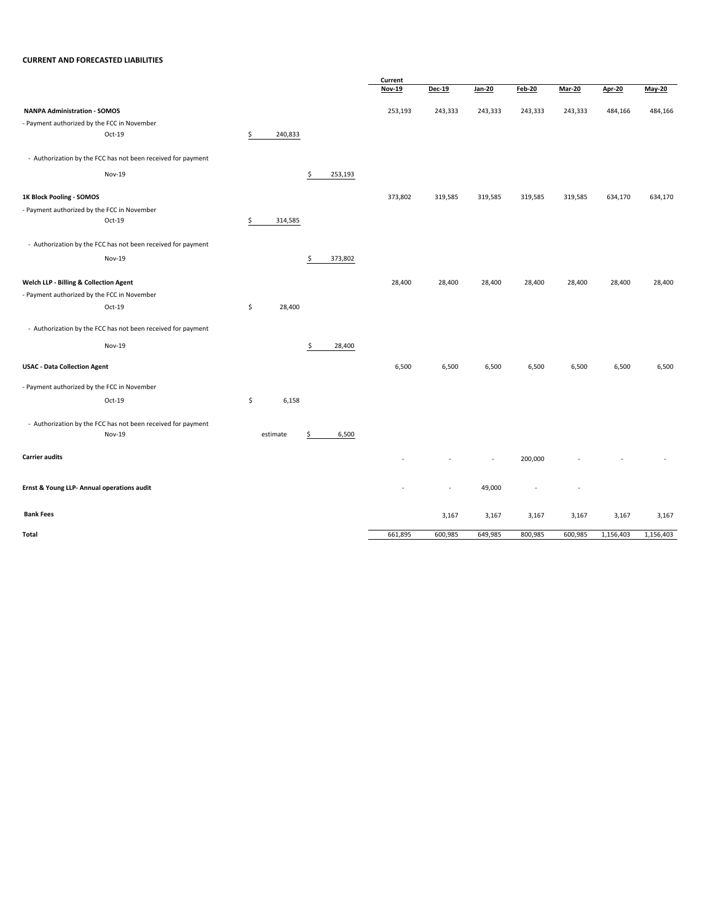**CURRENT AND FORECASTED LIABILITIES**

| | | | Current Nov-19 | Dec-19 | Jan-20 | Feb-20 | Mar-20 | Apr-20 | May-20 |
|---|---|---|---|---|---|---|---|---|---|
| **NANPA Administration - SOMOS** | | | 253,193 | 243,333 | 243,333 | 243,333 | 243,333 | 484,166 | 484,166 |
| - Payment authorized by the FCC in November | | | | | | | | | |
| Oct-19 | $ 240,833 | | | | | | | | |
| - Authorization by the FCC has not been received for payment | | | | | | | | | |
| Nov-19 | | $ 253,193 | | | | | | | |
| **1K Block Pooling - SOMOS** | | | 373,802 | 319,585 | 319,585 | 319,585 | 319,585 | 634,170 | 634,170 |
| - Payment authorized by the FCC in November | | | | | | | | | |
| Oct-19 | $ 314,585 | | | | | | | | |
| - Authorization by the FCC has not been received for payment | | | | | | | | | |
| Nov-19 | | $ 373,802 | | | | | | | |
| **Welch LLP - Billing & Collection Agent** | | | 28,400 | 28,400 | 28,400 | 28,400 | 28,400 | 28,400 | 28,400 |
| - Payment authorized by the FCC in November | | | | | | | | | |
| Oct-19 | $ 28,400 | | | | | | | | |
| - Authorization by the FCC has not been received for payment | | | | | | | | | |
| Nov-19 | | $ 28,400 | | | | | | | |
| **USAC - Data Collection Agent** | | | 6,500 | 6,500 | 6,500 | 6,500 | 6,500 | 6,500 | 6,500 |
| - Payment authorized by the FCC in November | | | | | | | | | |
| Oct-19 | $ 6,158 | | | | | | | | |
| - Authorization by the FCC has not been received for payment | | | | | | | | | |
| Nov-19 | estimate | $ 6,500 | | | | | | | |
| **Carrier audits** | | | - | - | - | 200,000 | - | - | - |
| **Ernst & Young LLP- Annual operations audit** | | | - | - | 49,000 | - | - | | |
| **Bank Fees** | | | | 3,167 | 3,167 | 3,167 | 3,167 | 3,167 | 3,167 |
| **Total** | | | 661,895 | 600,985 | 649,985 | 800,985 | 600,985 | 1,156,403 | 1,156,403 |